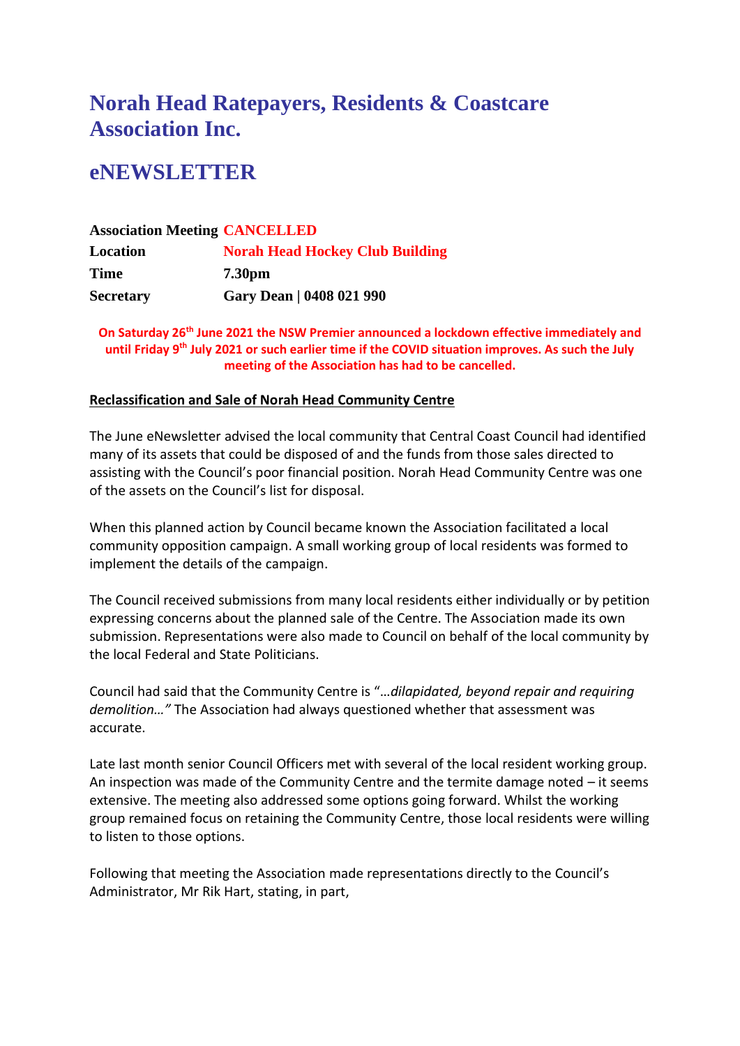# Norah Head Ratepayers, Residents & Coastcare Association Inc.

# eNEWSLETTER

| | |
|---|---|
| **Association Meeting** | **CANCELLED** |
| **Location** | **Norah Head Hockey Club Building** |
| **Time** | **7.30pm** |
| **Secretary** | **Gary Dean \| 0408 021 990** |

**On Saturday 26th June 2021 the NSW Premier announced a lockdown effective immediately and until Friday 9th July 2021 or such earlier time if the COVID situation improves. As such the July meeting of the Association has had to be cancelled.**

**Reclassification and Sale of Norah Head Community Centre**

The June eNewsletter advised the local community that Central Coast Council had identified many of its assets that could be disposed of and the funds from those sales directed to assisting with the Council's poor financial position. Norah Head Community Centre was one of the assets on the Council's list for disposal.

When this planned action by Council became known the Association facilitated a local community opposition campaign. A small working group of local residents was formed to implement the details of the campaign.

The Council received submissions from many local residents either individually or by petition expressing concerns about the planned sale of the Centre. The Association made its own submission. Representations were also made to Council on behalf of the local community by the local Federal and State Politicians.

Council had said that the Community Centre is "*…dilapidated, beyond repair and requiring demolition…"* The Association had always questioned whether that assessment was accurate.

Late last month senior Council Officers met with several of the local resident working group. An inspection was made of the Community Centre and the termite damage noted – it seems extensive. The meeting also addressed some options going forward. Whilst the working group remained focus on retaining the Community Centre, those local residents were willing to listen to those options.

Following that meeting the Association made representations directly to the Council's Administrator, Mr Rik Hart, stating, in part,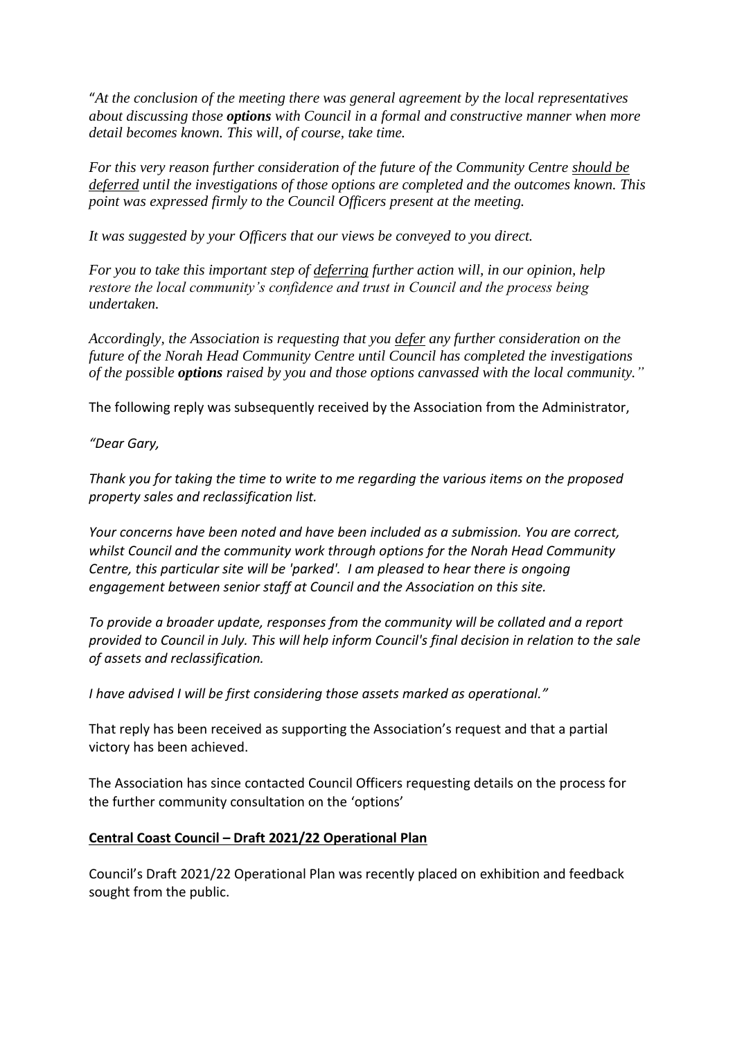"*At the conclusion of the meeting there was general agreement by the local representatives about discussing those **options** with Council in a formal and constructive manner when more detail becomes known. This will, of course, take time.*

*For this very reason further consideration of the future of the Community Centre <u>should be deferred</u> until the investigations of those options are completed and the outcomes known. This point was expressed firmly to the Council Officers present at the meeting.*

*It was suggested by your Officers that our views be conveyed to you direct.*

*For you to take this important step of <u>deferring</u> further action will, in our opinion, help restore the local community's confidence and trust in Council and the process being undertaken.*

*Accordingly, the Association is requesting that you <u>defer</u> any further consideration on the future of the Norah Head Community Centre until Council has completed the investigations of the possible **options** raised by you and those options canvassed with the local community."*

The following reply was subsequently received by the Association from the Administrator,

*"Dear Gary,*

*Thank you for taking the time to write to me regarding the various items on the proposed property sales and reclassification list.*

*Your concerns have been noted and have been included as a submission. You are correct, whilst Council and the community work through options for the Norah Head Community Centre, this particular site will be 'parked'. I am pleased to hear there is ongoing engagement between senior staff at Council and the Association on this site.*

*To provide a broader update, responses from the community will be collated and a report provided to Council in July. This will help inform Council's final decision in relation to the sale of assets and reclassification.*

*I have advised I will be first considering those assets marked as operational."*

That reply has been received as supporting the Association's request and that a partial victory has been achieved.

The Association has since contacted Council Officers requesting details on the process for the further community consultation on the 'options'

**<u>Central Coast Council – Draft 2021/22 Operational Plan</u>**

Council's Draft 2021/22 Operational Plan was recently placed on exhibition and feedback sought from the public.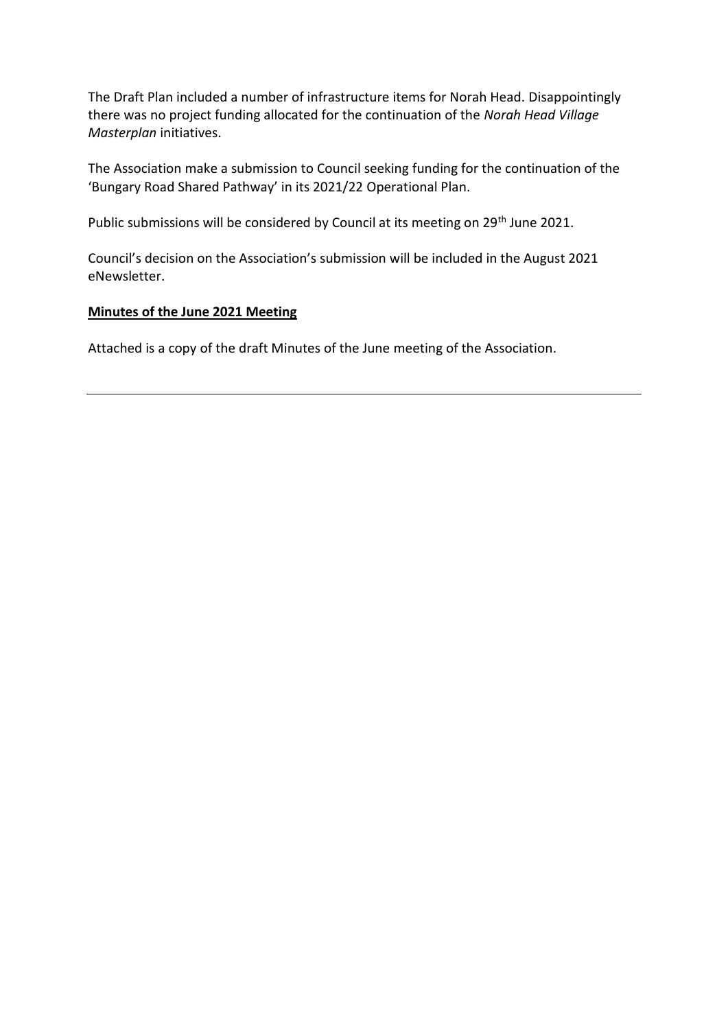The Draft Plan included a number of infrastructure items for Norah Head. Disappointingly there was no project funding allocated for the continuation of the *Norah Head Village Masterplan* initiatives.

The Association make a submission to Council seeking funding for the continuation of the 'Bungary Road Shared Pathway' in its 2021/22 Operational Plan.

Public submissions will be considered by Council at its meeting on 29th June 2021.

Council's decision on the Association's submission will be included in the August 2021 eNewsletter.

**Minutes of the June 2021 Meeting**

Attached is a copy of the draft Minutes of the June meeting of the Association.

---